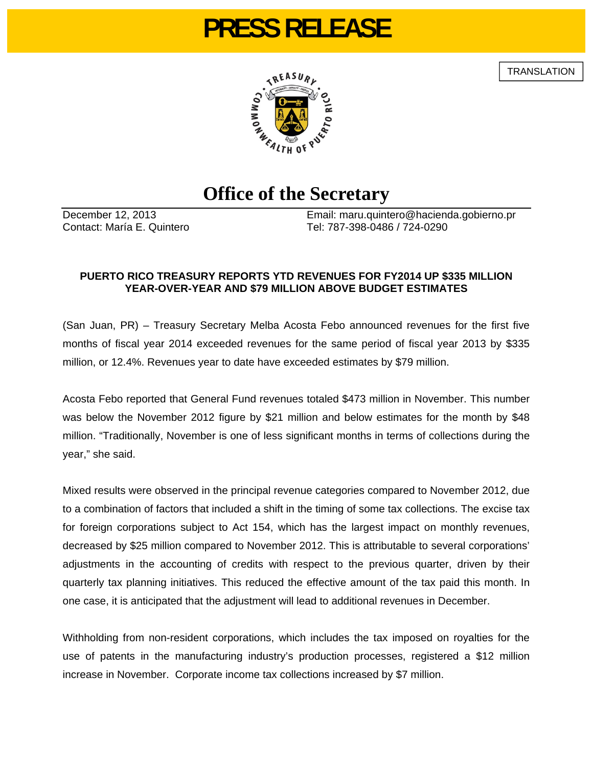# PRESS RELEASE

TRANSLATION

## Office of the Secretary

December 12, 2013
Contact: María E. Quintero

Email: maru.quintero@hacienda.gobierno.pr
Tel: 787-398-0486 / 724-0290

**PUERTO RICO TREASURY REPORTS YTD REVENUES FOR FY2014 UP $335 MILLION YEAR-OVER-YEAR AND $79 MILLION ABOVE BUDGET ESTIMATES**

(San Juan, PR) – Treasury Secretary Melba Acosta Febo announced revenues for the first five months of fiscal year 2014 exceeded revenues for the same period of fiscal year 2013 by $335 million, or 12.4%. Revenues year to date have exceeded estimates by $79 million.

Acosta Febo reported that General Fund revenues totaled $473 million in November. This number was below the November 2012 figure by $21 million and below estimates for the month by $48 million. "Traditionally, November is one of less significant months in terms of collections during the year," she said.

Mixed results were observed in the principal revenue categories compared to November 2012, due to a combination of factors that included a shift in the timing of some tax collections. The excise tax for foreign corporations subject to Act 154, which has the largest impact on monthly revenues, decreased by $25 million compared to November 2012. This is attributable to several corporations' adjustments in the accounting of credits with respect to the previous quarter, driven by their quarterly tax planning initiatives. This reduced the effective amount of the tax paid this month. In one case, it is anticipated that the adjustment will lead to additional revenues in December.

Withholding from non-resident corporations, which includes the tax imposed on royalties for the use of patents in the manufacturing industry's production processes, registered a $12 million increase in November. Corporate income tax collections increased by $7 million.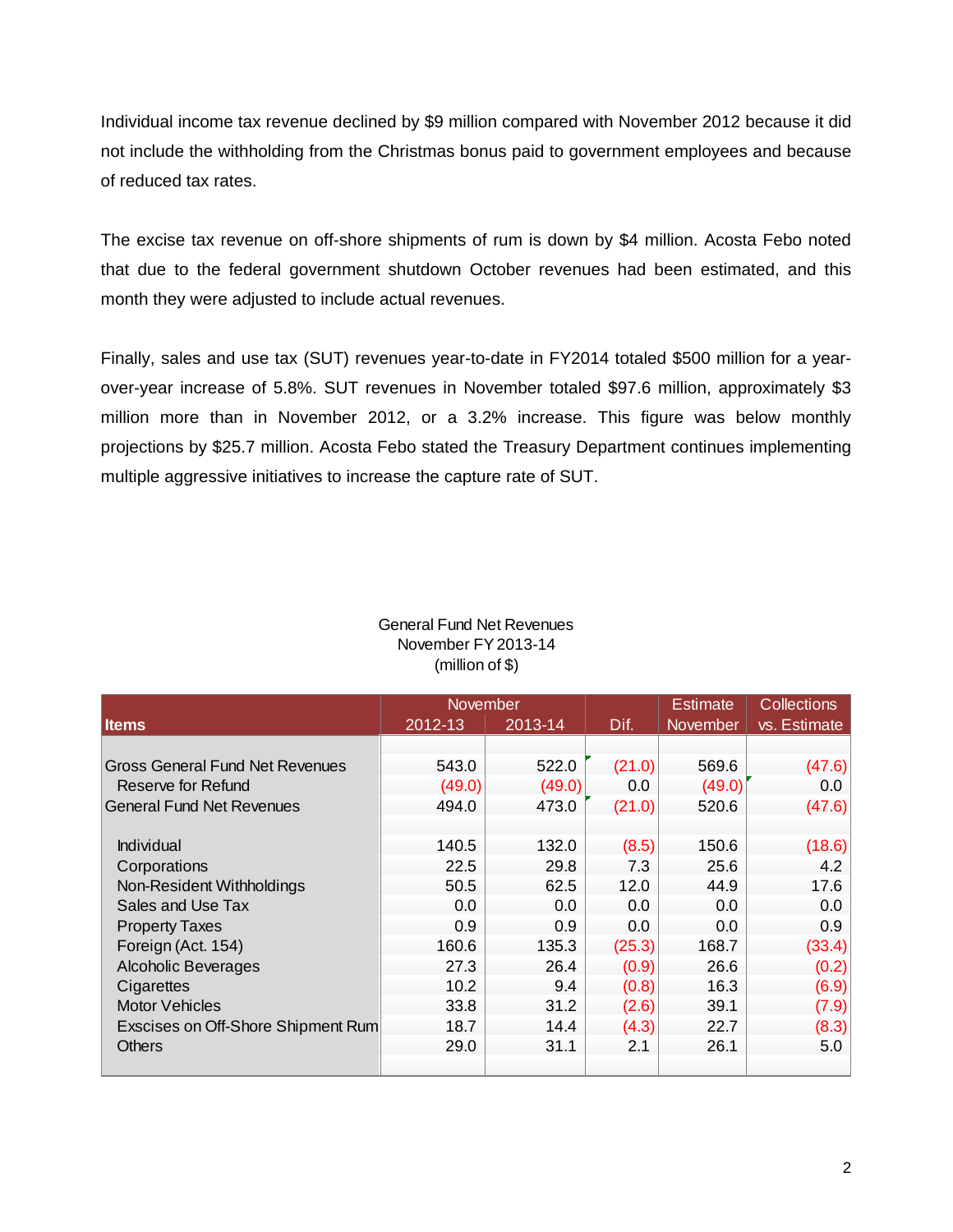Individual income tax revenue declined by $9 million compared with November 2012 because it did not include the withholding from the Christmas bonus paid to government employees and because of reduced tax rates.

The excise tax revenue on off-shore shipments of rum is down by $4 million. Acosta Febo noted that due to the federal government shutdown October revenues had been estimated, and this month they were adjusted to include actual revenues.

Finally, sales and use tax (SUT) revenues year-to-date in FY2014 totaled $500 million for a year-over-year increase of 5.8%. SUT revenues in November totaled $97.6 million, approximately $3 million more than in November 2012, or a 3.2% increase. This figure was below monthly projections by $25.7 million. Acosta Febo stated the Treasury Department continues implementing multiple aggressive initiatives to increase the capture rate of SUT.

General Fund Net Revenues
November FY 2013-14
(million of $)

| Items | November 2012-13 | November 2013-14 | Dif. | Estimate November | Collections vs. Estimate |
|---|---|---|---|---|---|
| Gross General Fund Net Revenues | 543.0 | 522.0 | (21.0) | 569.6 | (47.6) |
| Reserve for Refund | (49.0) | (49.0) | 0.0 | (49.0) | 0.0 |
| General Fund Net Revenues | 494.0 | 473.0 | (21.0) | 520.6 | (47.6) |
| Individual | 140.5 | 132.0 | (8.5) | 150.6 | (18.6) |
| Corporations | 22.5 | 29.8 | 7.3 | 25.6 | 4.2 |
| Non-Resident Withholdings | 50.5 | 62.5 | 12.0 | 44.9 | 17.6 |
| Sales and Use Tax | 0.0 | 0.0 | 0.0 | 0.0 | 0.0 |
| Property Taxes | 0.9 | 0.9 | 0.0 | 0.0 | 0.9 |
| Foreign (Act. 154) | 160.6 | 135.3 | (25.3) | 168.7 | (33.4) |
| Alcoholic Beverages | 27.3 | 26.4 | (0.9) | 26.6 | (0.2) |
| Cigarettes | 10.2 | 9.4 | (0.8) | 16.3 | (6.9) |
| Motor Vehicles | 33.8 | 31.2 | (2.6) | 39.1 | (7.9) |
| Exscises on Off-Shore Shipment Rum | 18.7 | 14.4 | (4.3) | 22.7 | (8.3) |
| Others | 29.0 | 31.1 | 2.1 | 26.1 | 5.0 |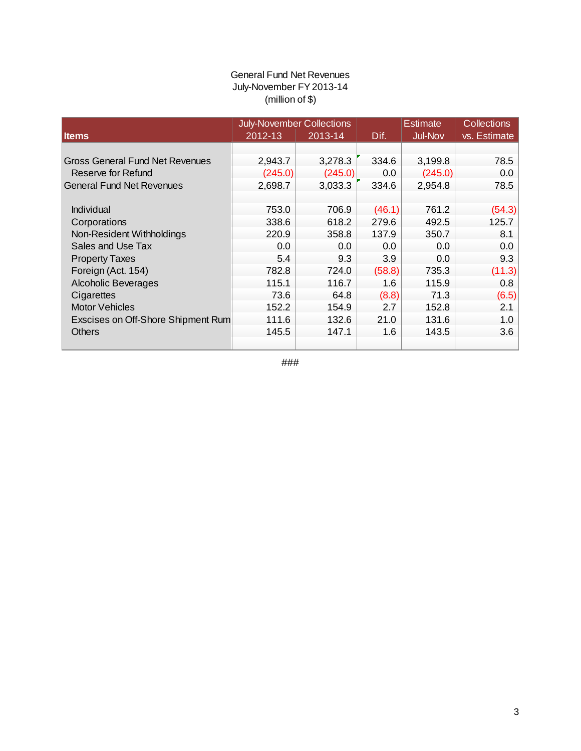General Fund Net Revenues
July-November FY 2013-14
(million of $)

| Items | July-November Collections 2012-13 | 2013-14 | Dif. | Estimate Jul-Nov | Collections vs. Estimate |
|---|---|---|---|---|---|
| Gross General Fund Net Revenues | 2,943.7 | 3,278.3 | 334.6 | 3,199.8 | 78.5 |
| Reserve for Refund | (245.0) | (245.0) | 0.0 | (245.0) | 0.0 |
| General Fund Net Revenues | 2,698.7 | 3,033.3 | 334.6 | 2,954.8 | 78.5 |
| | | | | | |
| Individual | 753.0 | 706.9 | (46.1) | 761.2 | (54.3) |
| Corporations | 338.6 | 618.2 | 279.6 | 492.5 | 125.7 |
| Non-Resident Withholdings | 220.9 | 358.8 | 137.9 | 350.7 | 8.1 |
| Sales and Use Tax | 0.0 | 0.0 | 0.0 | 0.0 | 0.0 |
| Property Taxes | 5.4 | 9.3 | 3.9 | 0.0 | 9.3 |
| Foreign (Act. 154) | 782.8 | 724.0 | (58.8) | 735.3 | (11.3) |
| Alcoholic Beverages | 115.1 | 116.7 | 1.6 | 115.9 | 0.8 |
| Cigarettes | 73.6 | 64.8 | (8.8) | 71.3 | (6.5) |
| Motor Vehicles | 152.2 | 154.9 | 2.7 | 152.8 | 2.1 |
| Exscises on Off-Shore Shipment Rum | 111.6 | 132.6 | 21.0 | 131.6 | 1.0 |
| Others | 145.5 | 147.1 | 1.6 | 143.5 | 3.6 |

###